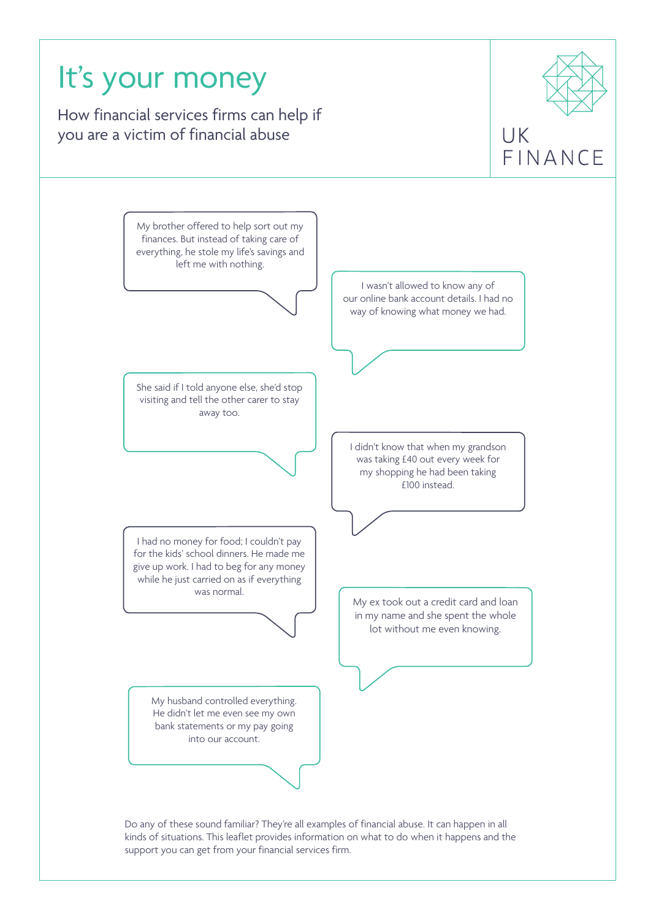# It's your money

## How financial services firms can help if you are a victim of financial abuse

UK FINANCE

My brother offered to help sort out my finances. But instead of taking care of everything, he stole my life's savings and left me with nothing.

I wasn't allowed to know any of our online bank account details. I had no way of knowing what money we had.

She said if I told anyone else, she'd stop visiting and tell the other carer to stay away too.

I didn't know that when my grandson was taking £40 out every week for my shopping he had been taking £100 instead.

I had no money for food; I couldn't pay for the kids' school dinners. He made me give up work. I had to beg for any money while he just carried on as if everything was normal.

My ex took out a credit card and loan in my name and she spent the whole lot without me even knowing.

My husband controlled everything. He didn't let me even see my own bank statements or my pay going into our account.

Do any of these sound familiar? They're all examples of financial abuse. It can happen in all kinds of situations. This leaflet provides information on what to do when it happens and the support you can get from your financial services firm.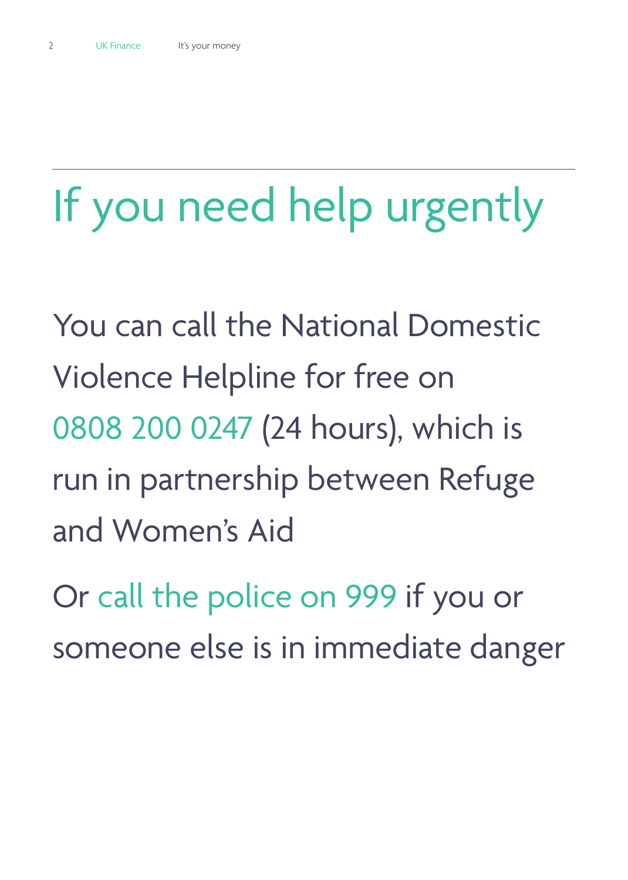# If you need help urgently

You can call the National Domestic Violence Helpline for free on 0808 200 0247 (24 hours), which is run in partnership between Refuge and Women's Aid

Or call the police on 999 if you or someone else is in immediate danger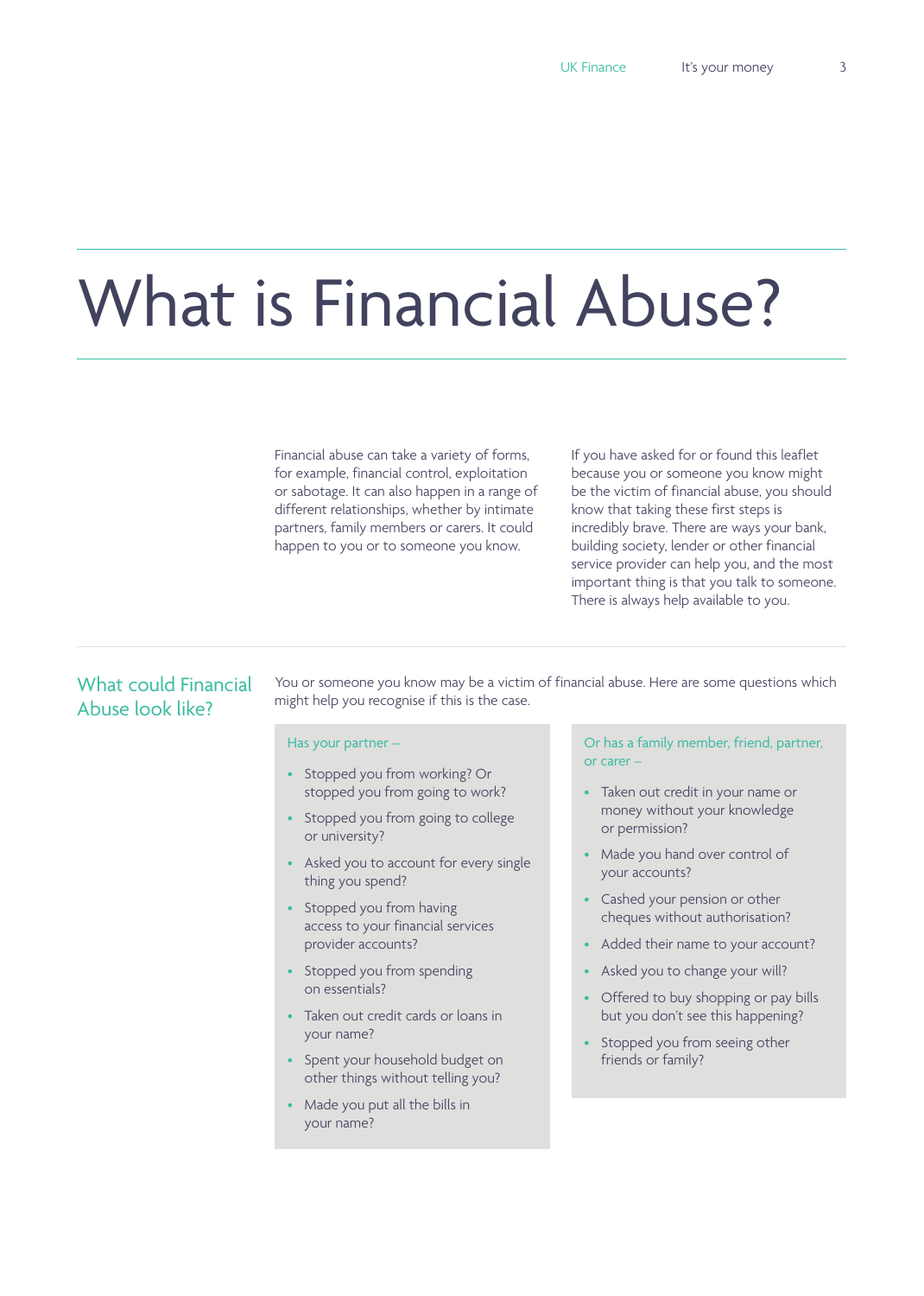# What is Financial Abuse?

Financial abuse can take a variety of forms, for example, financial control, exploitation or sabotage. It can also happen in a range of different relationships, whether by intimate partners, family members or carers. It could happen to you or to someone you know.

If you have asked for or found this leaflet because you or someone you know might be the victim of financial abuse, you should know that taking these first steps is incredibly brave. There are ways your bank, building society, lender or other financial service provider can help you, and the most important thing is that you talk to someone. There is always help available to you.

## What could Financial Abuse look like?

You or someone you know may be a victim of financial abuse. Here are some questions which might help you recognise if this is the case.

Has your partner –

- Stopped you from working? Or stopped you from going to work?
- Stopped you from going to college or university?
- Asked you to account for every single thing you spend?
- Stopped you from having access to your financial services provider accounts?
- Stopped you from spending on essentials?
- Taken out credit cards or loans in your name?
- Spent your household budget on other things without telling you?
- Made you put all the bills in your name?

Or has a family member, friend, partner, or carer –

- Taken out credit in your name or money without your knowledge or permission?
- Made you hand over control of your accounts?
- Cashed your pension or other cheques without authorisation?
- Added their name to your account?
- Asked you to change your will?
- Offered to buy shopping or pay bills but you don't see this happening?
- Stopped you from seeing other friends or family?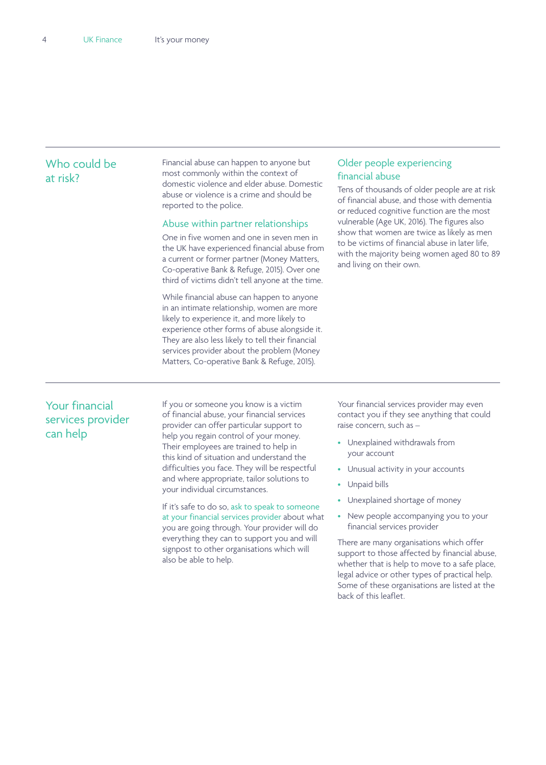## Who could be at risk?

Financial abuse can happen to anyone but most commonly within the context of domestic violence and elder abuse. Domestic abuse or violence is a crime and should be reported to the police.

### Abuse within partner relationships

One in five women and one in seven men in the UK have experienced financial abuse from a current or former partner (Money Matters, Co-operative Bank & Refuge, 2015). Over one third of victims didn't tell anyone at the time.

While financial abuse can happen to anyone in an intimate relationship, women are more likely to experience it, and more likely to experience other forms of abuse alongside it. They are also less likely to tell their financial services provider about the problem (Money Matters, Co-operative Bank & Refuge, 2015).

### Older people experiencing financial abuse

Tens of thousands of older people are at risk of financial abuse, and those with dementia or reduced cognitive function are the most vulnerable (Age UK, 2016). The figures also show that women are twice as likely as men to be victims of financial abuse in later life, with the majority being women aged 80 to 89 and living on their own.

## Your financial services provider can help

If you or someone you know is a victim of financial abuse, your financial services provider can offer particular support to help you regain control of your money. Their employees are trained to help in this kind of situation and understand the difficulties you face. They will be respectful and where appropriate, tailor solutions to your individual circumstances.

If it's safe to do so, ask to speak to someone at your financial services provider about what you are going through. Your provider will do everything they can to support you and will signpost to other organisations which will also be able to help.

Your financial services provider may even contact you if they see anything that could raise concern, such as –

- Unexplained withdrawals from your account
- Unusual activity in your accounts
- Unpaid bills
- Unexplained shortage of money
- New people accompanying you to your financial services provider

There are many organisations which offer support to those affected by financial abuse, whether that is help to move to a safe place, legal advice or other types of practical help. Some of these organisations are listed at the back of this leaflet.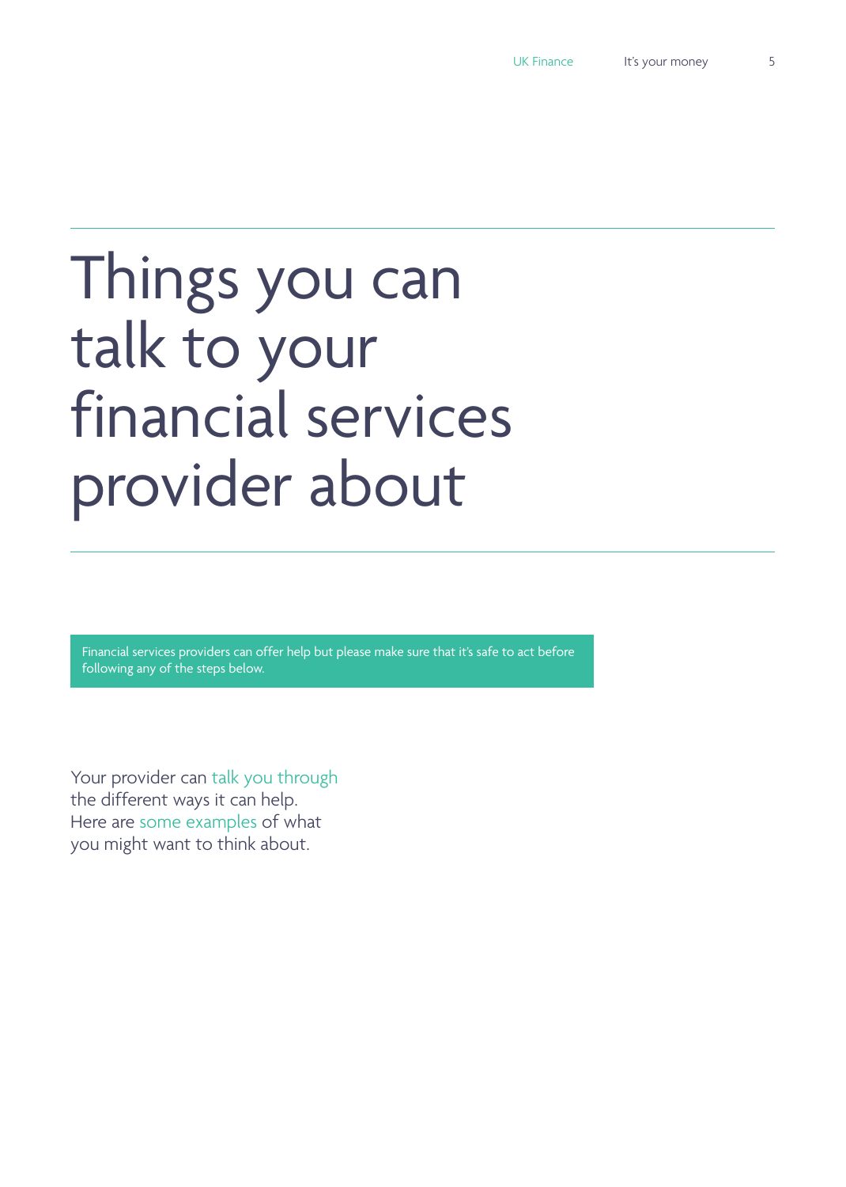# Things you can talk to your financial services provider about

Financial services providers can offer help but please make sure that it's safe to act before following any of the steps below.

Your provider can talk you through the different ways it can help. Here are some examples of what you might want to think about.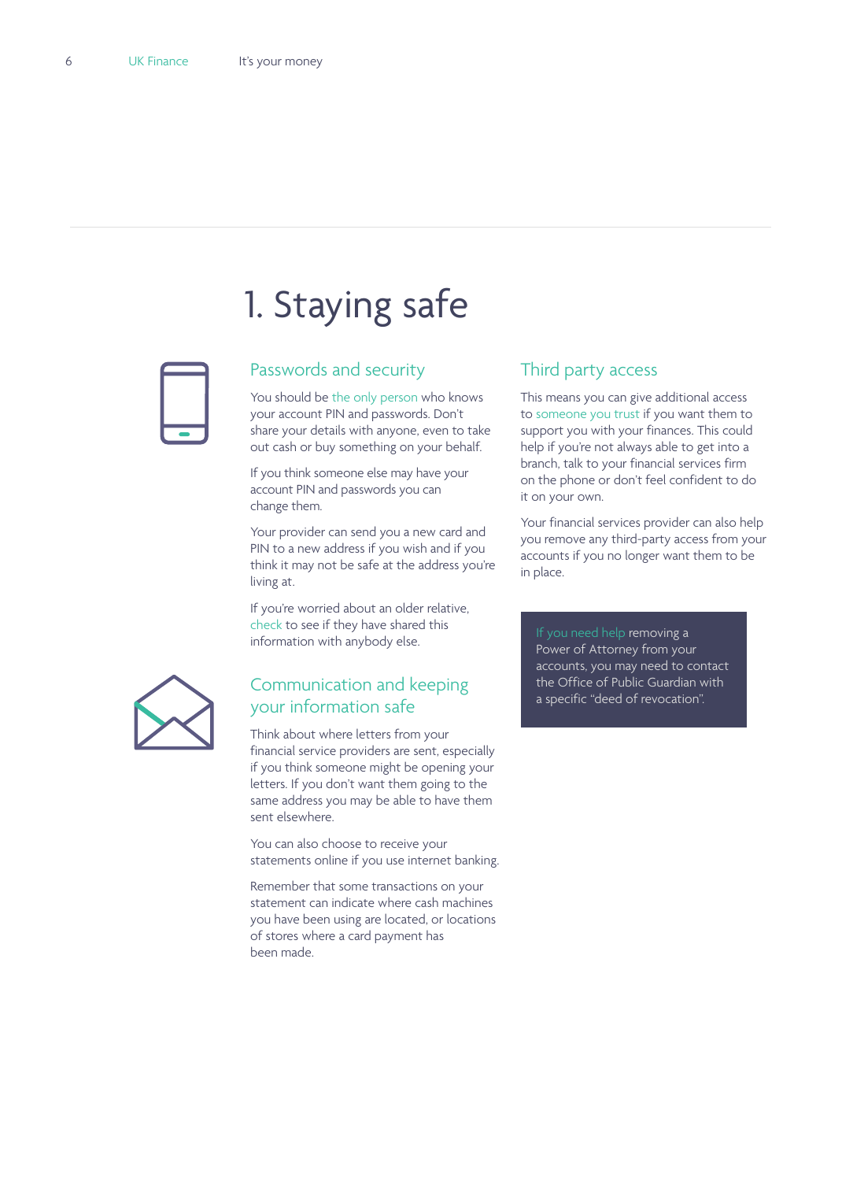# 1. Staying safe

## Passwords and security

You should be the only person who knows your account PIN and passwords. Don't share your details with anyone, even to take out cash or buy something on your behalf.

If you think someone else may have your account PIN and passwords you can change them.

Your provider can send you a new card and PIN to a new address if you wish and if you think it may not be safe at the address you're living at.

If you're worried about an older relative, check to see if they have shared this information with anybody else.

## Communication and keeping your information safe

Think about where letters from your financial service providers are sent, especially if you think someone might be opening your letters. If you don't want them going to the same address you may be able to have them sent elsewhere.

You can also choose to receive your statements online if you use internet banking.

Remember that some transactions on your statement can indicate where cash machines you have been using are located, or locations of stores where a card payment has been made.

## Third party access

This means you can give additional access to someone you trust if you want them to support you with your finances. This could help if you're not always able to get into a branch, talk to your financial services firm on the phone or don't feel confident to do it on your own.

Your financial services provider can also help you remove any third-party access from your accounts if you no longer want them to be in place.

If you need help removing a Power of Attorney from your accounts, you may need to contact the Office of Public Guardian with a specific "deed of revocation".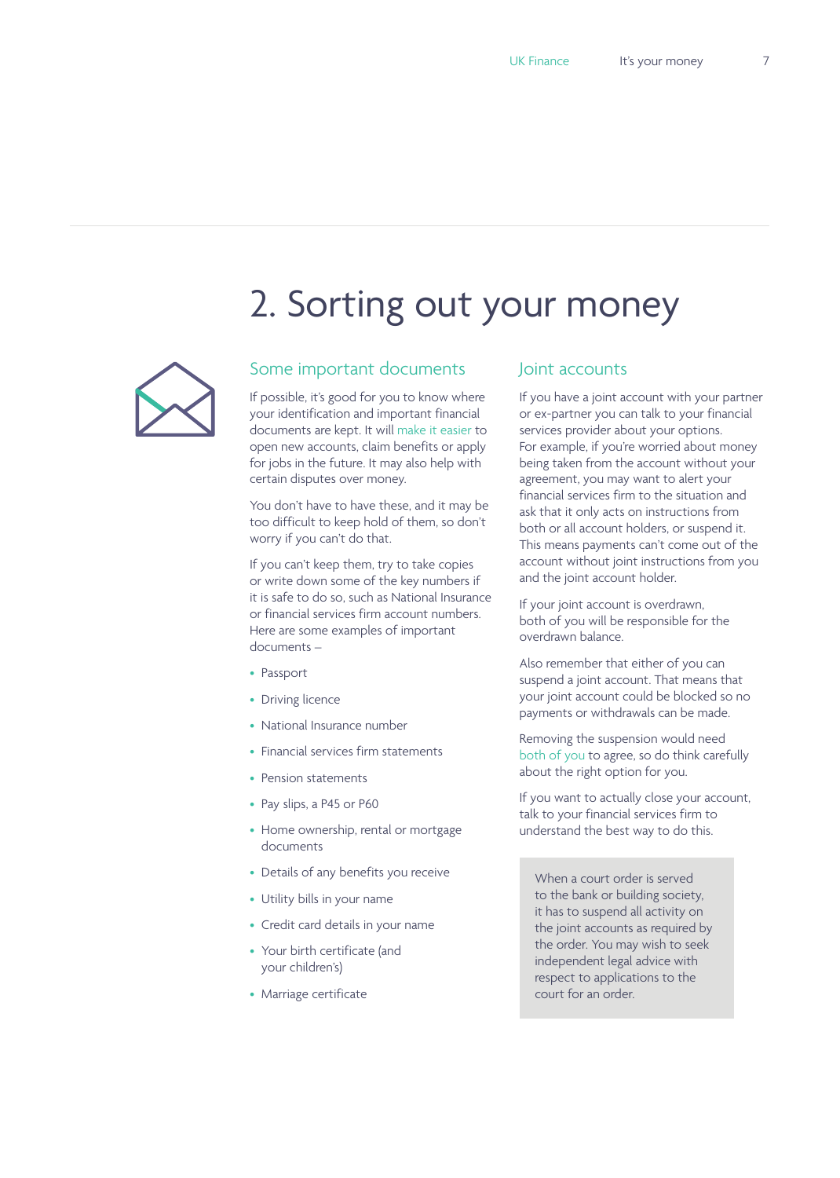# 2. Sorting out your money

## Some important documents

If possible, it's good for you to know where your identification and important financial documents are kept. It will make it easier to open new accounts, claim benefits or apply for jobs in the future. It may also help with certain disputes over money.

You don't have to have these, and it may be too difficult to keep hold of them, so don't worry if you can't do that.

If you can't keep them, try to take copies or write down some of the key numbers if it is safe to do so, such as National Insurance or financial services firm account numbers. Here are some examples of important documents –

- Passport
- Driving licence
- National Insurance number
- Financial services firm statements
- Pension statements
- Pay slips, a P45 or P60
- Home ownership, rental or mortgage documents
- Details of any benefits you receive
- Utility bills in your name
- Credit card details in your name
- Your birth certificate (and your children's)
- Marriage certificate

## Joint accounts

If you have a joint account with your partner or ex-partner you can talk to your financial services provider about your options. For example, if you're worried about money being taken from the account without your agreement, you may want to alert your financial services firm to the situation and ask that it only acts on instructions from both or all account holders, or suspend it. This means payments can't come out of the account without joint instructions from you and the joint account holder.

If your joint account is overdrawn, both of you will be responsible for the overdrawn balance.

Also remember that either of you can suspend a joint account. That means that your joint account could be blocked so no payments or withdrawals can be made.

Removing the suspension would need both of you to agree, so do think carefully about the right option for you.

If you want to actually close your account, talk to your financial services firm to understand the best way to do this.

When a court order is served to the bank or building society, it has to suspend all activity on the joint accounts as required by the order. You may wish to seek independent legal advice with respect to applications to the court for an order.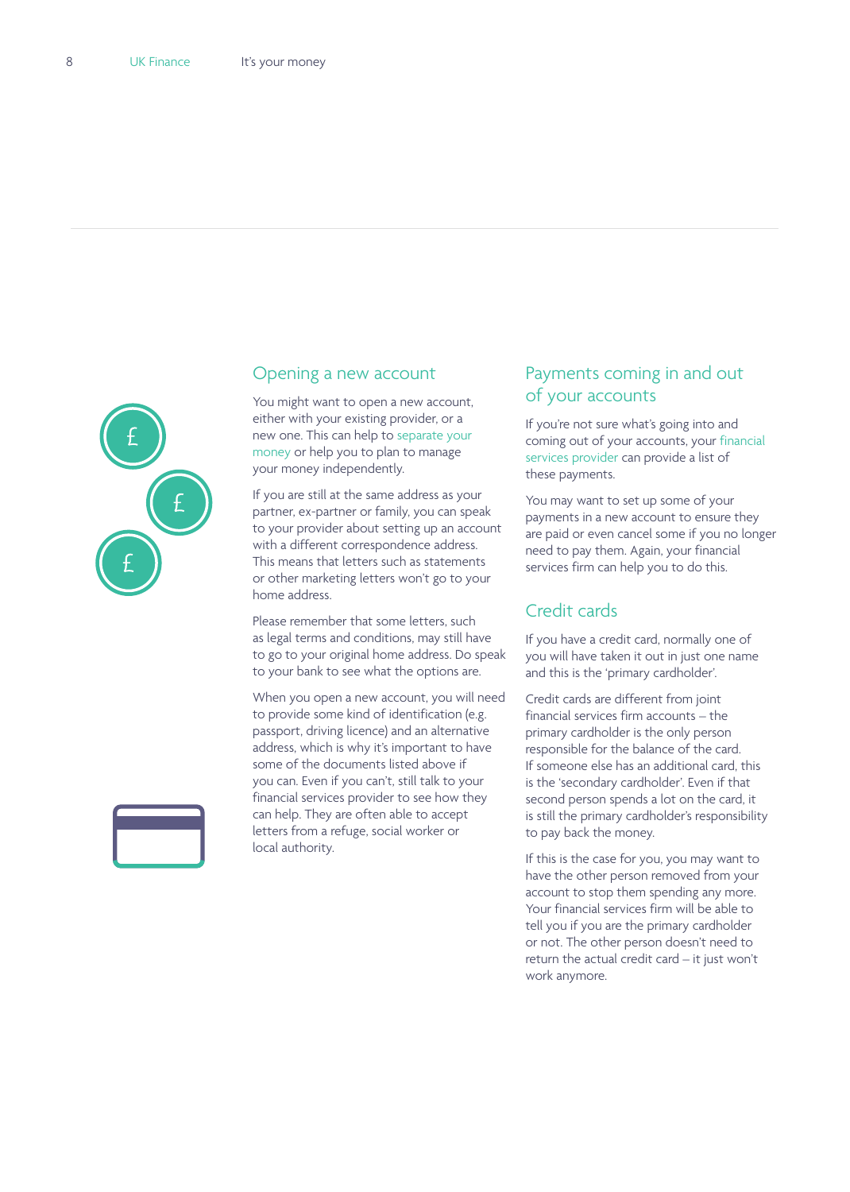## Opening a new account

You might want to open a new account, either with your existing provider, or a new one. This can help to separate your money or help you to plan to manage your money independently.

If you are still at the same address as your partner, ex-partner or family, you can speak to your provider about setting up an account with a different correspondence address. This means that letters such as statements or other marketing letters won't go to your home address.

Please remember that some letters, such as legal terms and conditions, may still have to go to your original home address. Do speak to your bank to see what the options are.

When you open a new account, you will need to provide some kind of identification (e.g. passport, driving licence) and an alternative address, which is why it's important to have some of the documents listed above if you can. Even if you can't, still talk to your financial services provider to see how they can help. They are often able to accept letters from a refuge, social worker or local authority.

## Payments coming in and out of your accounts

If you're not sure what's going into and coming out of your accounts, your financial services provider can provide a list of these payments.

You may want to set up some of your payments in a new account to ensure they are paid or even cancel some if you no longer need to pay them. Again, your financial services firm can help you to do this.

## Credit cards

If you have a credit card, normally one of you will have taken it out in just one name and this is the 'primary cardholder'.

Credit cards are different from joint financial services firm accounts – the primary cardholder is the only person responsible for the balance of the card. If someone else has an additional card, this is the 'secondary cardholder'. Even if that second person spends a lot on the card, it is still the primary cardholder's responsibility to pay back the money.

If this is the case for you, you may want to have the other person removed from your account to stop them spending any more. Your financial services firm will be able to tell you if you are the primary cardholder or not. The other person doesn't need to return the actual credit card – it just won't work anymore.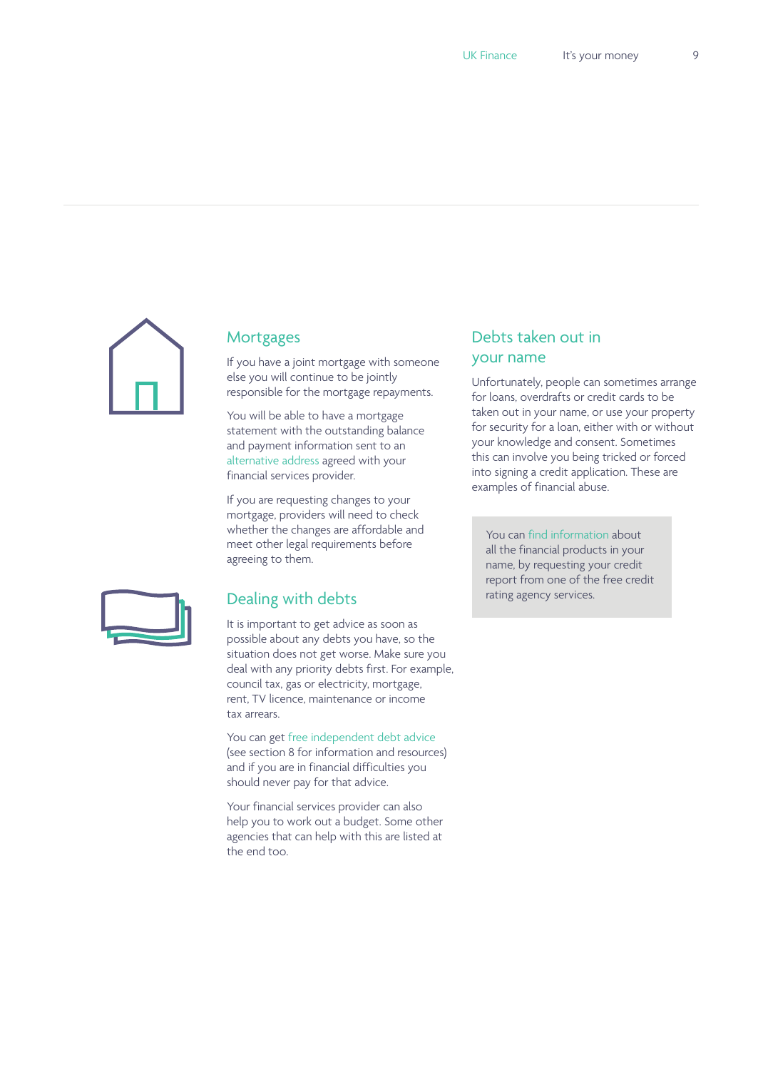## Mortgages

If you have a joint mortgage with someone else you will continue to be jointly responsible for the mortgage repayments.

You will be able to have a mortgage statement with the outstanding balance and payment information sent to an alternative address agreed with your financial services provider.

If you are requesting changes to your mortgage, providers will need to check whether the changes are affordable and meet other legal requirements before agreeing to them.

## Dealing with debts

It is important to get advice as soon as possible about any debts you have, so the situation does not get worse. Make sure you deal with any priority debts first. For example, council tax, gas or electricity, mortgage, rent, TV licence, maintenance or income tax arrears.

You can get free independent debt advice (see section 8 for information and resources) and if you are in financial difficulties you should never pay for that advice.

Your financial services provider can also help you to work out a budget. Some other agencies that can help with this are listed at the end too.

## Debts taken out in your name

Unfortunately, people can sometimes arrange for loans, overdrafts or credit cards to be taken out in your name, or use your property for security for a loan, either with or without your knowledge and consent. Sometimes this can involve you being tricked or forced into signing a credit application. These are examples of financial abuse.

> You can find information about all the financial products in your name, by requesting your credit report from one of the free credit rating agency services.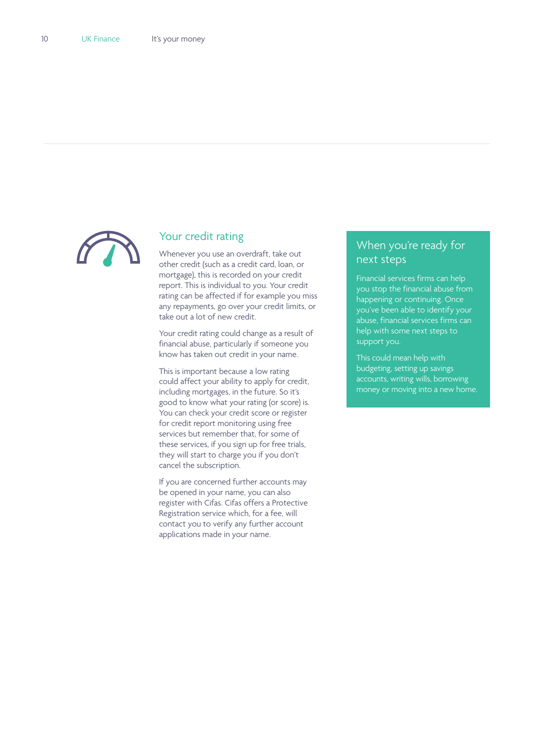## Your credit rating

Whenever you use an overdraft, take out other credit (such as a credit card, loan, or mortgage), this is recorded on your credit report. This is individual to you. Your credit rating can be affected if for example you miss any repayments, go over your credit limits, or take out a lot of new credit.

Your credit rating could change as a result of financial abuse, particularly if someone you know has taken out credit in your name.

This is important because a low rating could affect your ability to apply for credit, including mortgages, in the future. So it's good to know what your rating (or score) is. You can check your credit score or register for credit report monitoring using free services but remember that, for some of these services, if you sign up for free trials, they will start to charge you if you don't cancel the subscription.

If you are concerned further accounts may be opened in your name, you can also register with Cifas. Cifas offers a Protective Registration service which, for a fee, will contact you to verify any further account applications made in your name.

## When you're ready for next steps

Financial services firms can help you stop the financial abuse from happening or continuing. Once you've been able to identify your abuse, financial services firms can help with some next steps to support you.

This could mean help with budgeting, setting up savings accounts, writing wills, borrowing money or moving into a new home.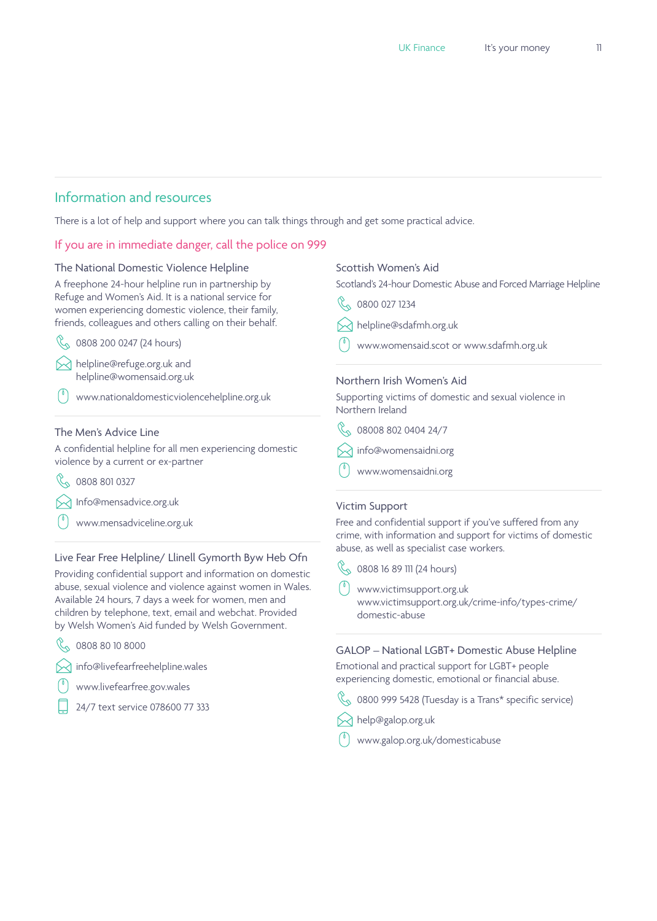## Information and resources

There is a lot of help and support where you can talk things through and get some practical advice.

**If you are in immediate danger, call the police on 999**

### The National Domestic Violence Helpline

A freephone 24-hour helpline run in partnership by Refuge and Women's Aid. It is a national service for women experiencing domestic violence, their family, friends, colleagues and others calling on their behalf.

- 0808 200 0247 (24 hours)
- helpline@refuge.org.uk and helpline@womensaid.org.uk
- www.nationaldomesticviolencehelpline.org.uk

### The Men's Advice Line

A confidential helpline for all men experiencing domestic violence by a current or ex-partner

- 0808 801 0327
- Info@mensadvice.org.uk
- www.mensadviceline.org.uk

### Live Fear Free Helpline/ Llinell Gymorth Byw Heb Ofn

Providing confidential support and information on domestic abuse, sexual violence and violence against women in Wales. Available 24 hours, 7 days a week for women, men and children by telephone, text, email and webchat. Provided by Welsh Women's Aid funded by Welsh Government.

- 0808 80 10 8000
- info@livefearfreehelpline.wales
- www.livefearfree.gov.wales
- 24/7 text service 078600 77 333

### Scottish Women's Aid

Scotland's 24-hour Domestic Abuse and Forced Marriage Helpline

- 0800 027 1234
- helpline@sdafmh.org.uk
- www.womensaid.scot or www.sdafmh.org.uk

### Northern Irish Women's Aid

Supporting victims of domestic and sexual violence in Northern Ireland

- 08008 802 0404 24/7
- info@womensaidni.org
- www.womensaidni.org

### Victim Support

Free and confidential support if you've suffered from any crime, with information and support for victims of domestic abuse, as well as specialist case workers.

- 0808 16 89 111 (24 hours)
- www.victimsupport.org.uk www.victimsupport.org.uk/crime-info/types-crime/domestic-abuse

### GALOP – National LGBT+ Domestic Abuse Helpline

Emotional and practical support for LGBT+ people experiencing domestic, emotional or financial abuse.

- 0800 999 5428 (Tuesday is a Trans* specific service)
- help@galop.org.uk
- www.galop.org.uk/domesticabuse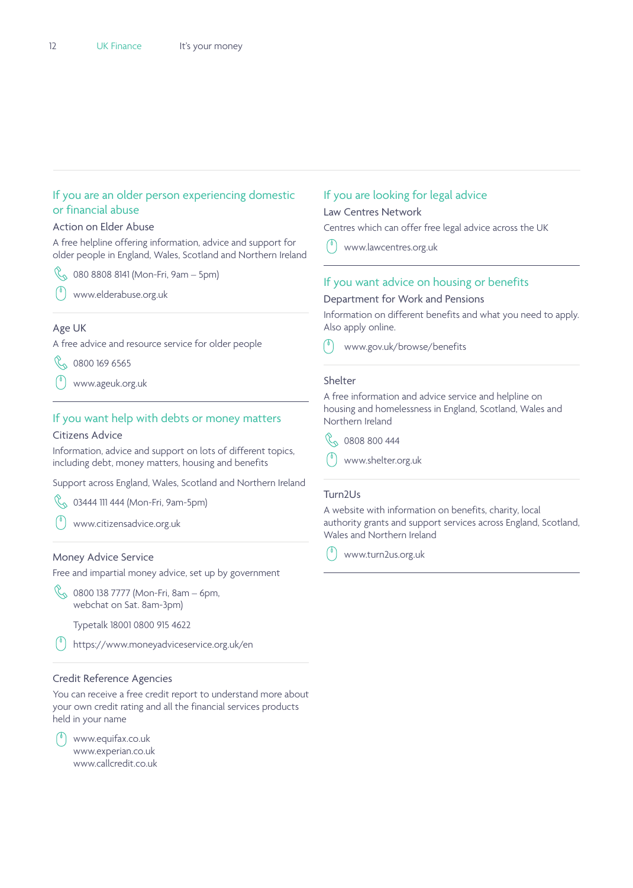## If you are an older person experiencing domestic or financial abuse

### Action on Elder Abuse

A free helpline offering information, advice and support for older people in England, Wales, Scotland and Northern Ireland

080 8808 8141 (Mon-Fri, 9am – 5pm)

www.elderabuse.org.uk

### Age UK

A free advice and resource service for older people

0800 169 6565

www.ageuk.org.uk

## If you want help with debts or money matters

### Citizens Advice

Information, advice and support on lots of different topics, including debt, money matters, housing and benefits

Support across England, Wales, Scotland and Northern Ireland

03444 111 444 (Mon-Fri, 9am-5pm)

www.citizensadvice.org.uk

### Money Advice Service

Free and impartial money advice, set up by government

0800 138 7777 (Mon-Fri, 8am – 6pm, webchat on Sat. 8am-3pm)

Typetalk 18001 0800 915 4622

https://www.moneyadviceservice.org.uk/en

### Credit Reference Agencies

You can receive a free credit report to understand more about your own credit rating and all the financial services products held in your name

www.equifax.co.uk
www.experian.co.uk
www.callcredit.co.uk

## If you are looking for legal advice

### Law Centres Network

Centres which can offer free legal advice across the UK

www.lawcentres.org.uk

## If you want advice on housing or benefits

### Department for Work and Pensions

Information on different benefits and what you need to apply. Also apply online.

www.gov.uk/browse/benefits

### Shelter

A free information and advice service and helpline on housing and homelessness in England, Scotland, Wales and Northern Ireland

0808 800 444

www.shelter.org.uk

### Turn2Us

A website with information on benefits, charity, local authority grants and support services across England, Scotland, Wales and Northern Ireland

www.turn2us.org.uk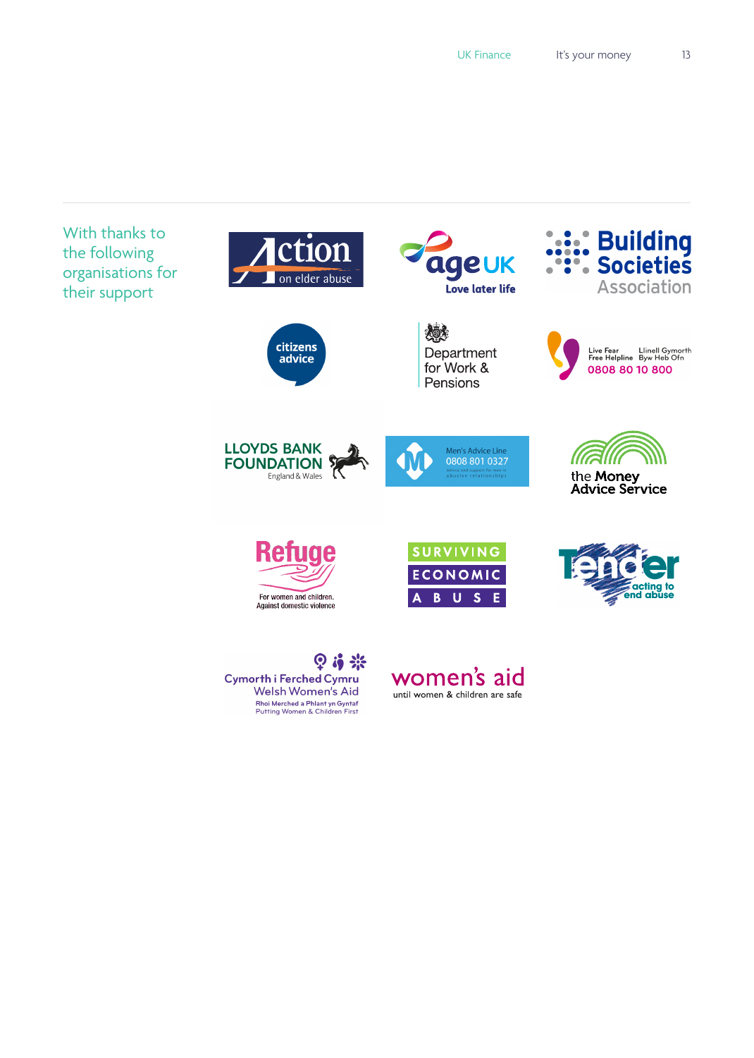With thanks to the following organisations for their support

Action on elder abuse

age UK
Love later life

Building Societies Association

citizens advice

Department for Work & Pensions

Live Fear Free Helpline
Llinell Gymorth Byw Heb Ofn
0808 80 10 800

LLOYDS BANK FOUNDATION
England & Wales

Men's Advice Line
0808 801 0327
Advice and support for men in abusive relationships

the Money Advice Service

Refuge
For women and children. Against domestic violence

SURVIVING ECONOMIC ABUSE

Tender
acting to end abuse

Cymorth i Ferched Cymru
Welsh Women's Aid
Rhoi Merched a Phlant yn Gyntaf
Putting Women & Children First

women's aid
until women & children are safe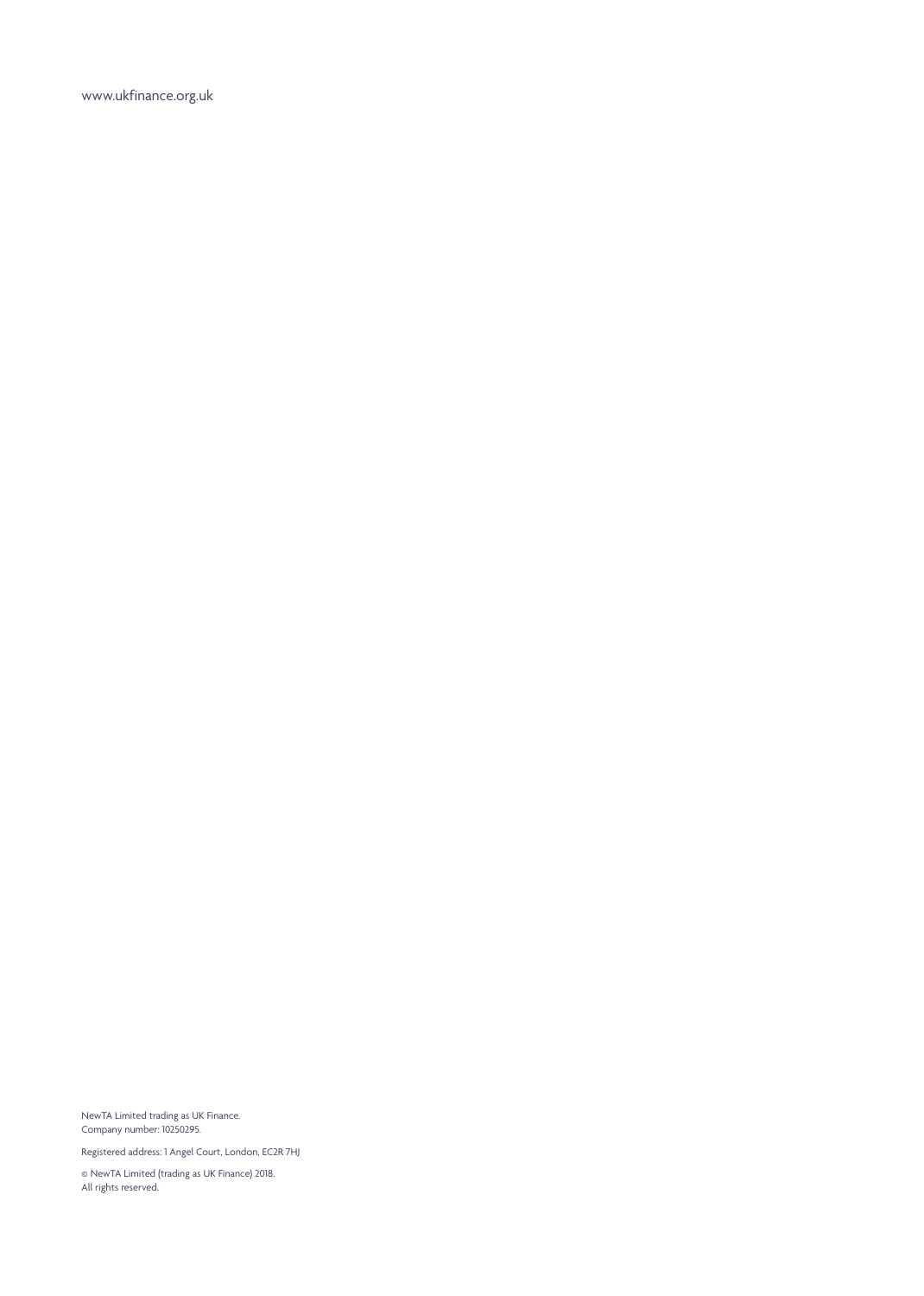www.ukfinance.org.uk

NewTA Limited trading as UK Finance.
Company number: 10250295.

Registered address: 1 Angel Court, London, EC2R 7HJ

© NewTA Limited (trading as UK Finance) 2018.
All rights reserved.